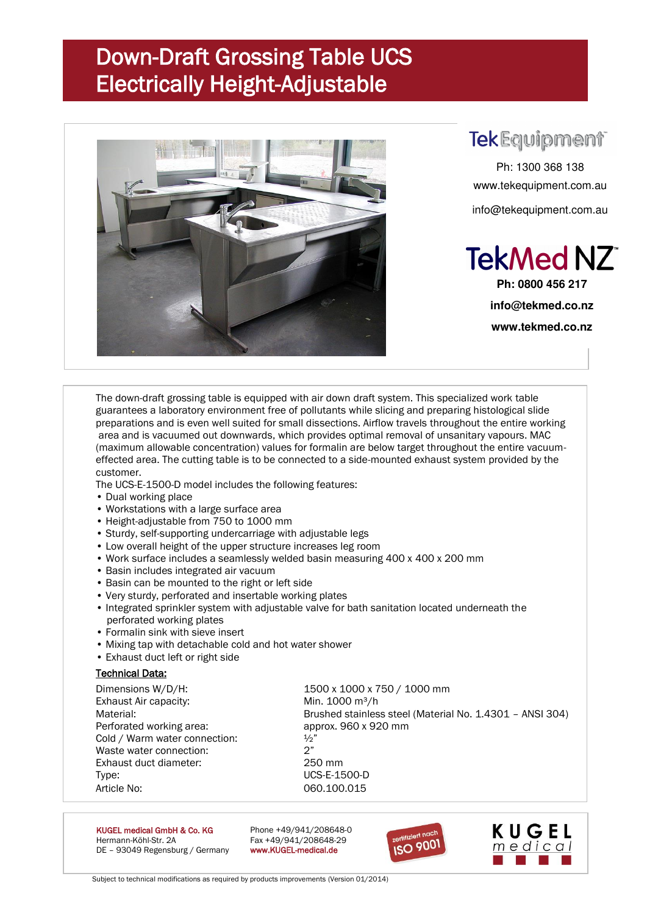# Down-Draft Grossing Table UCS Electrically Height-Adjustable

TekEquipment

Ph: 1300 368 138

www.tekequipment.com.au

info@tekequipment.com.au

TekMed NZ

**Ph: 0800 456 217**

**info@tekmed.co.nz**

**www.tekmed.co.nz**

The down-draft grossing table is equipped with air down draft system. This specialized work table guarantees a laboratory environment free of pollutants while slicing and preparing histological slide preparations and is even well suited for small dissections. Airflow travels throughout the entire working area and is vacuumed out downwards, which provides optimal removal of unsanitary vapours. MAC (maximum allowable concentration) values for formalin are below target throughout the entire vacuum-effected area. The cutting table is to be connected to a side-mounted exhaust system provided by the customer.

The UCS-E-1500-D model includes the following features:

- Dual working place
- Workstations with a large surface area
- Height-adjustable from 750 to 1000 mm
- Sturdy, self-supporting undercarriage with adjustable legs
- Low overall height of the upper structure increases leg room
- Work surface includes a seamlessly welded basin measuring 400 x 400 x 200 mm
- Basin includes integrated air vacuum
- Basin can be mounted to the right or left side
- Very sturdy, perforated and insertable working plates
- Integrated sprinkler system with adjustable valve for bath sanitation located underneath the perforated working plates
- Formalin sink with sieve insert
- Mixing tap with detachable cold and hot water shower
- Exhaust duct left or right side

**Technical Data:**

| | |
|---|---|
| Dimensions W/D/H: | 1500 x 1000 x 750 / 1000 mm |
| Exhaust Air capacity: | Min. 1000 m³/h |
| Material: | Brushed stainless steel (Material No. 1.4301 – ANSI 304) |
| Perforated working area: | approx. 960 x 920 mm |
| Cold / Warm water connection: | ½" |
| Waste water connection: | 2" |
| Exhaust duct diameter: | 250 mm |
| Type: | UCS-E-1500-D |
| Article No: | 060.100.015 |

KUGEL medical GmbH & Co. KG
Hermann-Köhl-Str. 2A
DE – 93049 Regensburg / Germany

Phone +49/941/208648-0
Fax +49/941/208648-29
www.KUGEL-medical.de

zertifiziert nach ISO 9001

KUGEL medical

Subject to technical modifications as required by products improvements (Version 01/2014)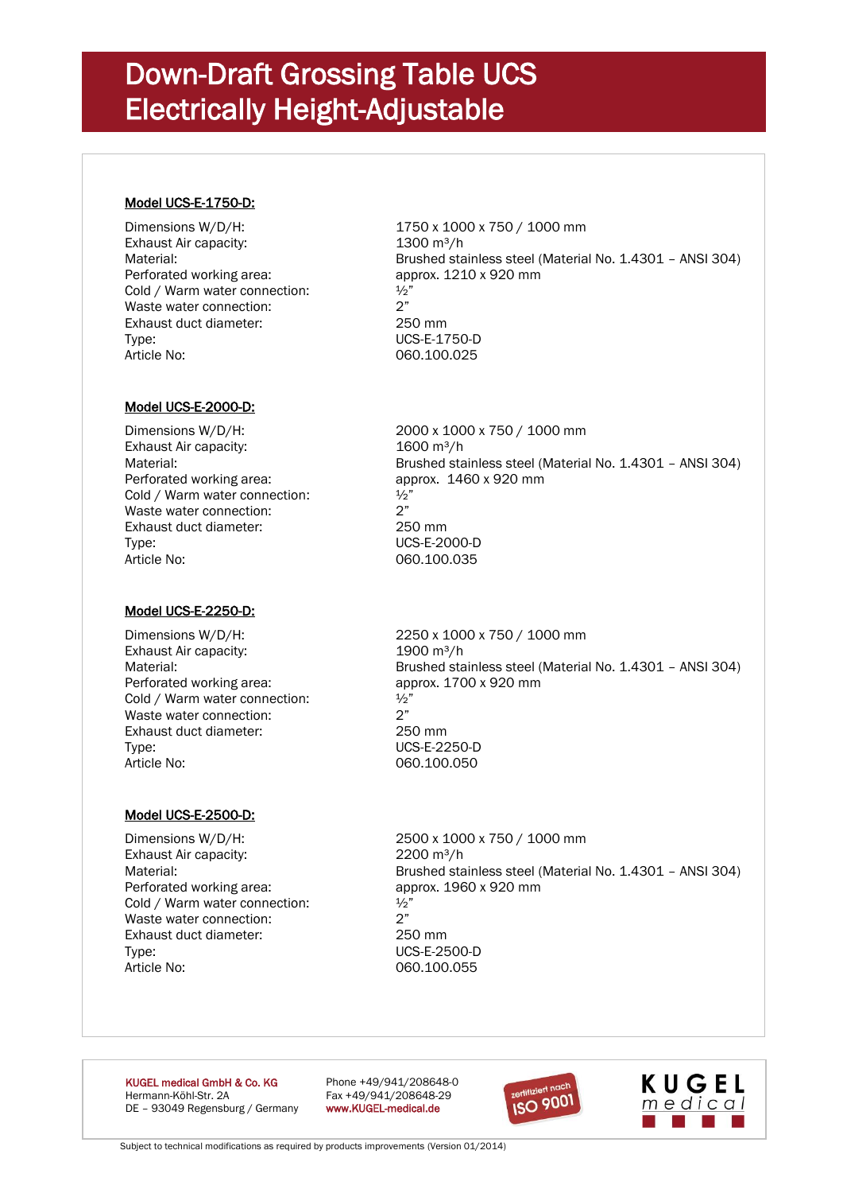# Down-Draft Grossing Table UCS
# Electrically Height-Adjustable

**Model UCS-E-1750-D:**

| | |
|---|---|
| Dimensions W/D/H: | 1750 x 1000 x 750 / 1000 mm |
| Exhaust Air capacity: | 1300 m³/h |
| Material: | Brushed stainless steel (Material No. 1.4301 – ANSI 304) |
| Perforated working area: | approx. 1210 x 920 mm |
| Cold / Warm water connection: | ½" |
| Waste water connection: | 2" |
| Exhaust duct diameter: | 250 mm |
| Type: | UCS-E-1750-D |
| Article No: | 060.100.025 |

**Model UCS-E-2000-D:**

| | |
|---|---|
| Dimensions W/D/H: | 2000 x 1000 x 750 / 1000 mm |
| Exhaust Air capacity: | 1600 m³/h |
| Material: | Brushed stainless steel (Material No. 1.4301 – ANSI 304) |
| Perforated working area: | approx. 1460 x 920 mm |
| Cold / Warm water connection: | ½" |
| Waste water connection: | 2" |
| Exhaust duct diameter: | 250 mm |
| Type: | UCS-E-2000-D |
| Article No: | 060.100.035 |

**Model UCS-E-2250-D:**

| | |
|---|---|
| Dimensions W/D/H: | 2250 x 1000 x 750 / 1000 mm |
| Exhaust Air capacity: | 1900 m³/h |
| Material: | Brushed stainless steel (Material No. 1.4301 – ANSI 304) |
| Perforated working area: | approx. 1700 x 920 mm |
| Cold / Warm water connection: | ½" |
| Waste water connection: | 2" |
| Exhaust duct diameter: | 250 mm |
| Type: | UCS-E-2250-D |
| Article No: | 060.100.050 |

**Model UCS-E-2500-D:**

| | |
|---|---|
| Dimensions W/D/H: | 2500 x 1000 x 750 / 1000 mm |
| Exhaust Air capacity: | 2200 m³/h |
| Material: | Brushed stainless steel (Material No. 1.4301 – ANSI 304) |
| Perforated working area: | approx. 1960 x 920 mm |
| Cold / Warm water connection: | ½" |
| Waste water connection: | 2" |
| Exhaust duct diameter: | 250 mm |
| Type: | UCS-E-2500-D |
| Article No: | 060.100.055 |

KUGEL medical GmbH & Co. KG
Hermann-Köhl-Str. 2A
DE – 93049 Regensburg / Germany

Phone +49/941/208648-0
Fax +49/941/208648-29
www.KUGEL-medical.de

zertifiziert nach ISO 9001

KUGEL medical

Subject to technical modifications as required by products improvements (Version 01/2014)